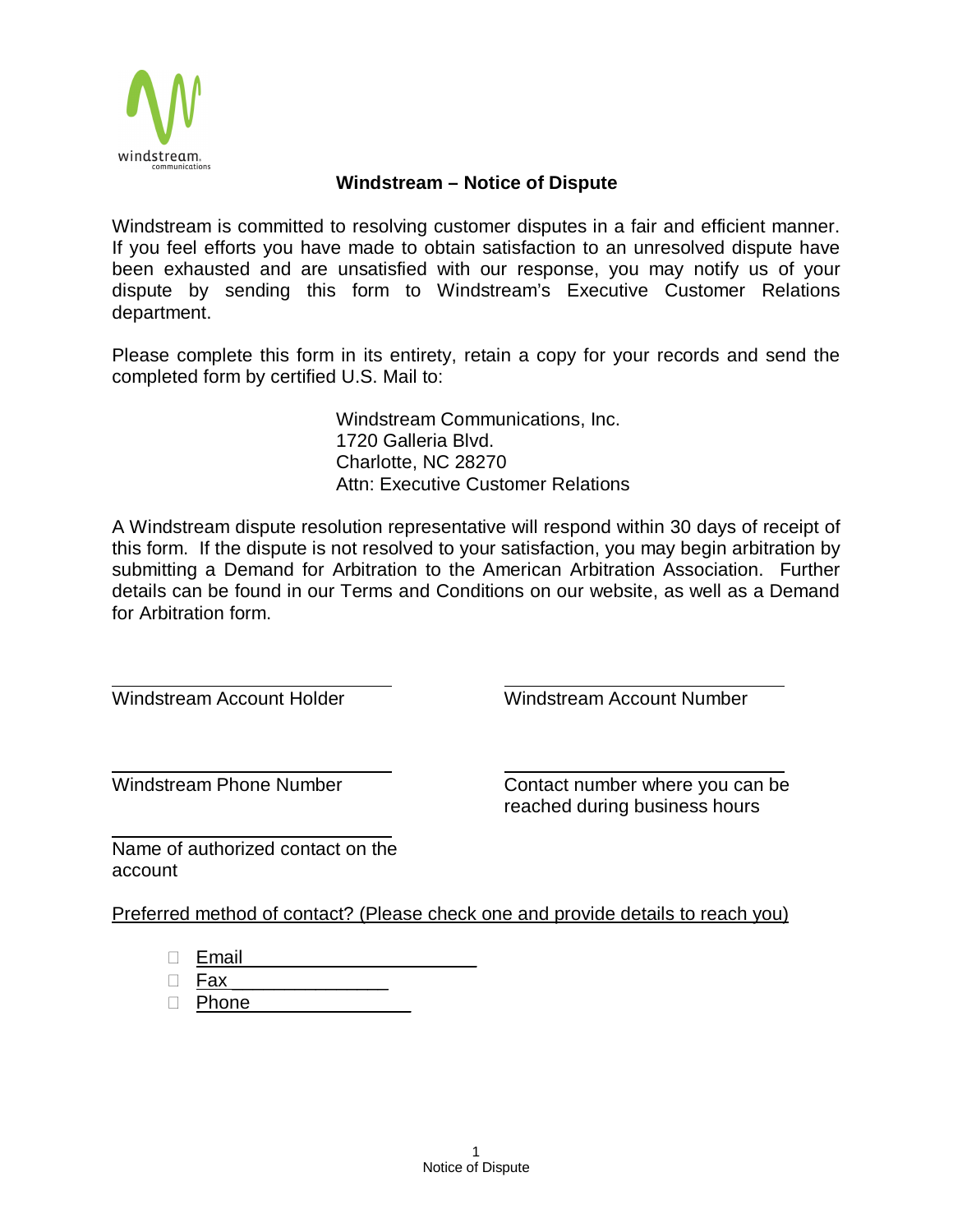# Windstream – Notice of Dispute

Windstream is committed to resolving customer disputes in a fair and efficient manner. If you feel efforts you have made to obtain satisfaction to an unresolved dispute have been exhausted and are unsatisfied with our response, you may notify us of your dispute by sending this form to Windstream's Executive Customer Relations department.

Please complete this form in its entirety, retain a copy for your records and send the completed form by certified U.S. Mail to:

> Windstream Communications, Inc.
> 1720 Galleria Blvd.
> Charlotte, NC 28270
> Attn: Executive Customer Relations

A Windstream dispute resolution representative will respond within 30 days of receipt of this form. If the dispute is not resolved to your satisfaction, you may begin arbitration by submitting a Demand for Arbitration to the American Arbitration Association. Further details can be found in our Terms and Conditions on our website, as well as a Demand for Arbitration form.

______________________________
Windstream Account Holder

______________________________
Windstream Account Number

______________________________
Windstream Phone Number

______________________________
Contact number where you can be reached during business hours

______________________________
Name of authorized contact on the account

Preferred method of contact? (Please check one and provide details to reach you)

- ☐ Email ______________________
- ☐ Fax ______________
- ☐ Phone ______________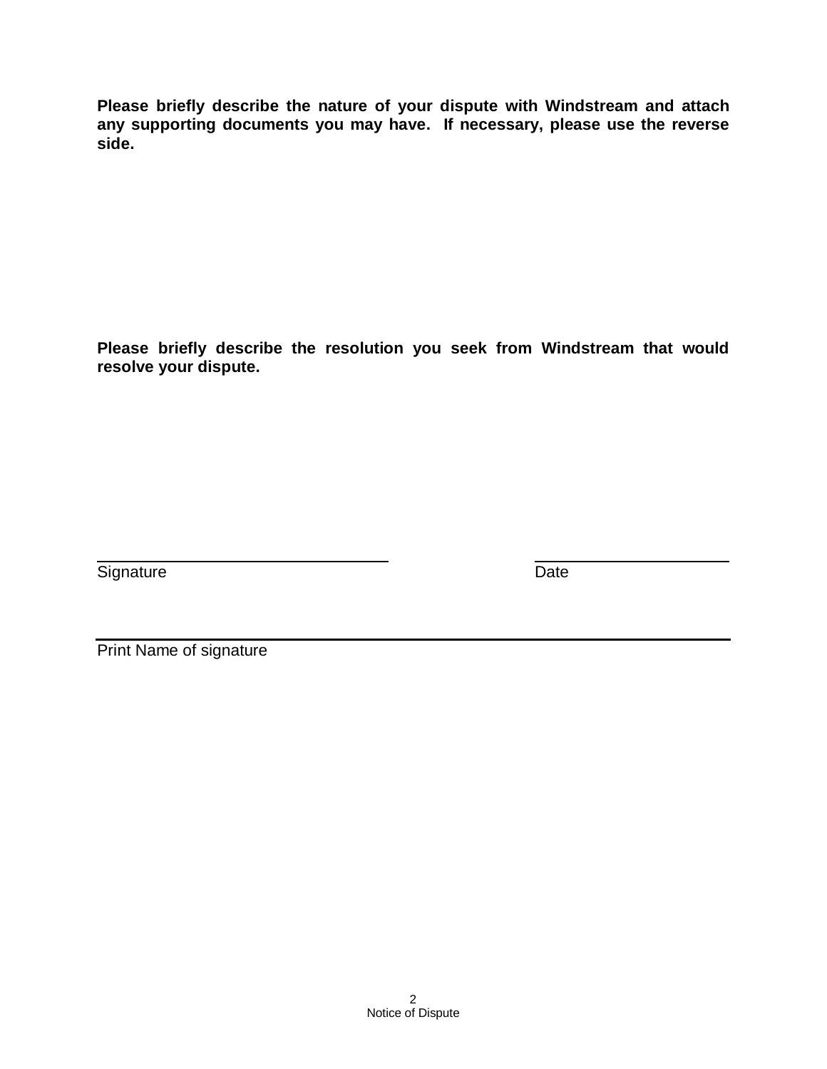**Please briefly describe the nature of your dispute with Windstream and attach any supporting documents you may have. If necessary, please use the reverse side.**

**Please briefly describe the resolution you seek from Windstream that would resolve your dispute.**

\_\_\_\_\_\_\_\_\_\_\_\_\_\_\_\_\_\_\_\_\_\_\_\_\_\_\_\_\_\_\_\_\_\_ \_\_\_\_\_\_\_\_\_\_\_\_\_\_\_\_\_\_\_\_\_\_\_

Signature Date

\_\_\_\_\_\_\_\_\_\_\_\_\_\_\_\_\_\_\_\_\_\_\_\_\_\_\_\_\_\_\_\_\_\_\_\_\_\_\_\_\_\_\_\_\_\_\_\_\_\_\_\_\_\_\_\_\_\_\_\_\_\_\_\_\_\_\_\_\_\_\_\_\_\_

Print Name of signature